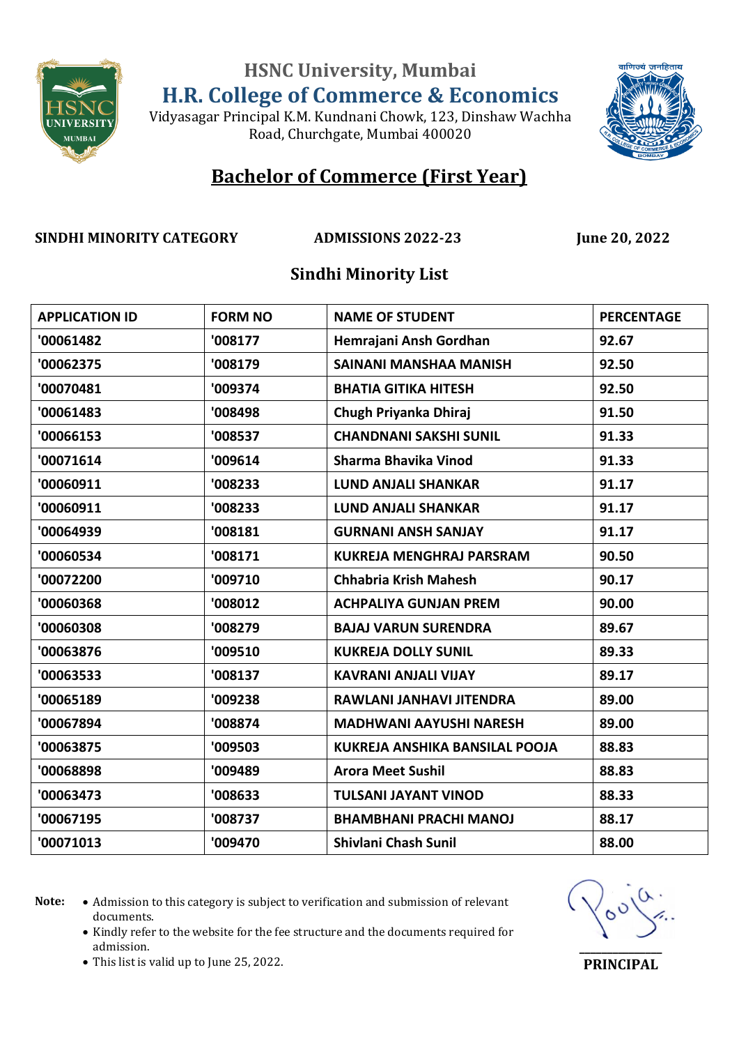# HSNC University, Mumbai

# H.R. College of Commerce & Economics

Vidyasagar Principal K.M. Kundnani Chowk, 123, Dinshaw Wachha Road, Churchgate, Mumbai 400020

## Bachelor of Commerce (First Year)

**SINDHI MINORITY CATEGORY** **ADMISSIONS 2022-23** **June 20, 2022**

### Sindhi Minority List

| APPLICATION ID | FORM NO | NAME OF STUDENT | PERCENTAGE |
|---|---|---|---|
| '00061482 | '008177 | Hemrajani Ansh Gordhan | 92.67 |
| '00062375 | '008179 | SAINANI MANSHAA MANISH | 92.50 |
| '00070481 | '009374 | BHATIA GITIKA HITESH | 92.50 |
| '00061483 | '008498 | Chugh Priyanka Dhiraj | 91.50 |
| '00066153 | '008537 | CHANDNANI SAKSHI SUNIL | 91.33 |
| '00071614 | '009614 | Sharma Bhavika Vinod | 91.33 |
| '00060911 | '008233 | LUND ANJALI SHANKAR | 91.17 |
| '00060911 | '008233 | LUND ANJALI SHANKAR | 91.17 |
| '00064939 | '008181 | GURNANI ANSH SANJAY | 91.17 |
| '00060534 | '008171 | KUKREJA MENGHRAJ PARSRAM | 90.50 |
| '00072200 | '009710 | Chhabria Krish Mahesh | 90.17 |
| '00060368 | '008012 | ACHPALIYA GUNJAN PREM | 90.00 |
| '00060308 | '008279 | BAJAJ VARUN SURENDRA | 89.67 |
| '00063876 | '009510 | KUKREJA DOLLY SUNIL | 89.33 |
| '00063533 | '008137 | KAVRANI ANJALI VIJAY | 89.17 |
| '00065189 | '009238 | RAWLANI JANHAVI JITENDRA | 89.00 |
| '00067894 | '008874 | MADHWANI AAYUSHI NARESH | 89.00 |
| '00063875 | '009503 | KUKREJA ANSHIKA BANSILAL POOJA | 88.83 |
| '00068898 | '009489 | Arora Meet Sushil | 88.83 |
| '00063473 | '008633 | TULSANI JAYANT VINOD | 88.33 |
| '00067195 | '008737 | BHAMBHANI PRACHI MANOJ | 88.17 |
| '00071013 | '009470 | Shivlani Chash Sunil | 88.00 |

**Note:**

- Admission to this category is subject to verification and submission of relevant documents.
- Kindly refer to the website for the fee structure and the documents required for admission.
- This list is valid up to June 25, 2022.

**PRINCIPAL**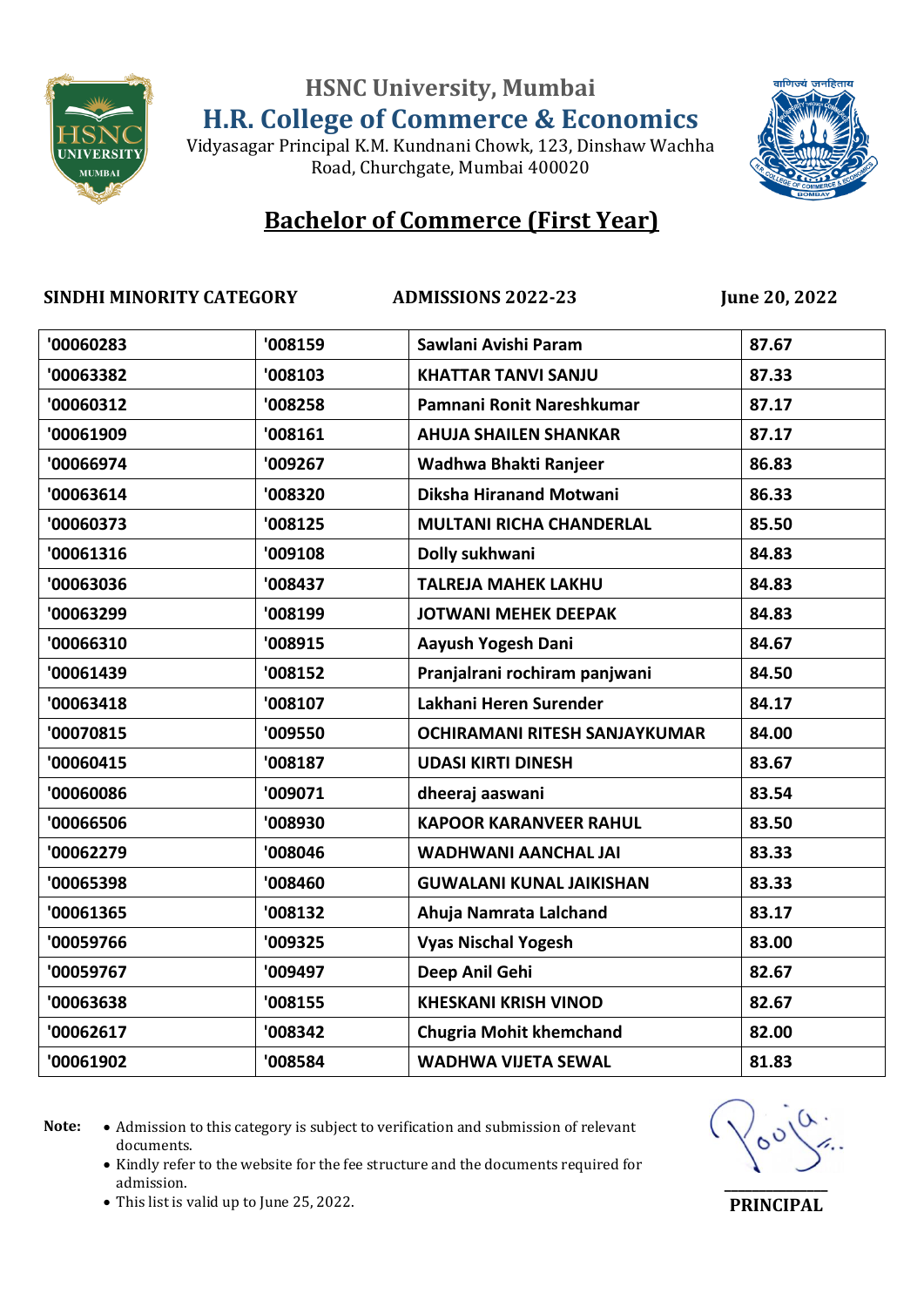# HSNC University, Mumbai

## H.R. College of Commerce & Economics

Vidyasagar Principal K.M. Kundnani Chowk, 123, Dinshaw Wachha Road, Churchgate, Mumbai 400020

## Bachelor of Commerce (First Year)

**SINDHI MINORITY CATEGORY** **ADMISSIONS 2022-23** **June 20, 2022**

| | | | |
|---|---|---|---|
| '00060283 | '008159 | Sawlani Avishi Param | 87.67 |
| '00063382 | '008103 | KHATTAR TANVI SANJU | 87.33 |
| '00060312 | '008258 | Pamnani Ronit Nareshkumar | 87.17 |
| '00061909 | '008161 | AHUJA SHAILEN SHANKAR | 87.17 |
| '00066974 | '009267 | Wadhwa Bhakti Ranjeer | 86.83 |
| '00063614 | '008320 | Diksha Hiranand Motwani | 86.33 |
| '00060373 | '008125 | MULTANI RICHA CHANDERLAL | 85.50 |
| '00061316 | '009108 | Dolly sukhwani | 84.83 |
| '00063036 | '008437 | TALREJA MAHEK LAKHU | 84.83 |
| '00063299 | '008199 | JOTWANI MEHEK DEEPAK | 84.83 |
| '00066310 | '008915 | Aayush Yogesh Dani | 84.67 |
| '00061439 | '008152 | Pranjalrani rochiram panjwani | 84.50 |
| '00063418 | '008107 | Lakhani Heren Surender | 84.17 |
| '00070815 | '009550 | OCHIRAMANI RITESH SANJAYKUMAR | 84.00 |
| '00060415 | '008187 | UDASI KIRTI DINESH | 83.67 |
| '00060086 | '009071 | dheeraj aaswani | 83.54 |
| '00066506 | '008930 | KAPOOR KARANVEER RAHUL | 83.50 |
| '00062279 | '008046 | WADHWANI AANCHAL JAI | 83.33 |
| '00065398 | '008460 | GUWALANI KUNAL JAIKISHAN | 83.33 |
| '00061365 | '008132 | Ahuja Namrata Lalchand | 83.17 |
| '00059766 | '009325 | Vyas Nischal Yogesh | 83.00 |
| '00059767 | '009497 | Deep Anil Gehi | 82.67 |
| '00063638 | '008155 | KHESKANI KRISH VINOD | 82.67 |
| '00062617 | '008342 | Chugria Mohit khemchand | 82.00 |
| '00061902 | '008584 | WADHWA VIJETA SEWAL | 81.83 |

**Note:**

- Admission to this category is subject to verification and submission of relevant documents.
- Kindly refer to the website for the fee structure and the documents required for admission.
- This list is valid up to June 25, 2022.

**PRINCIPAL**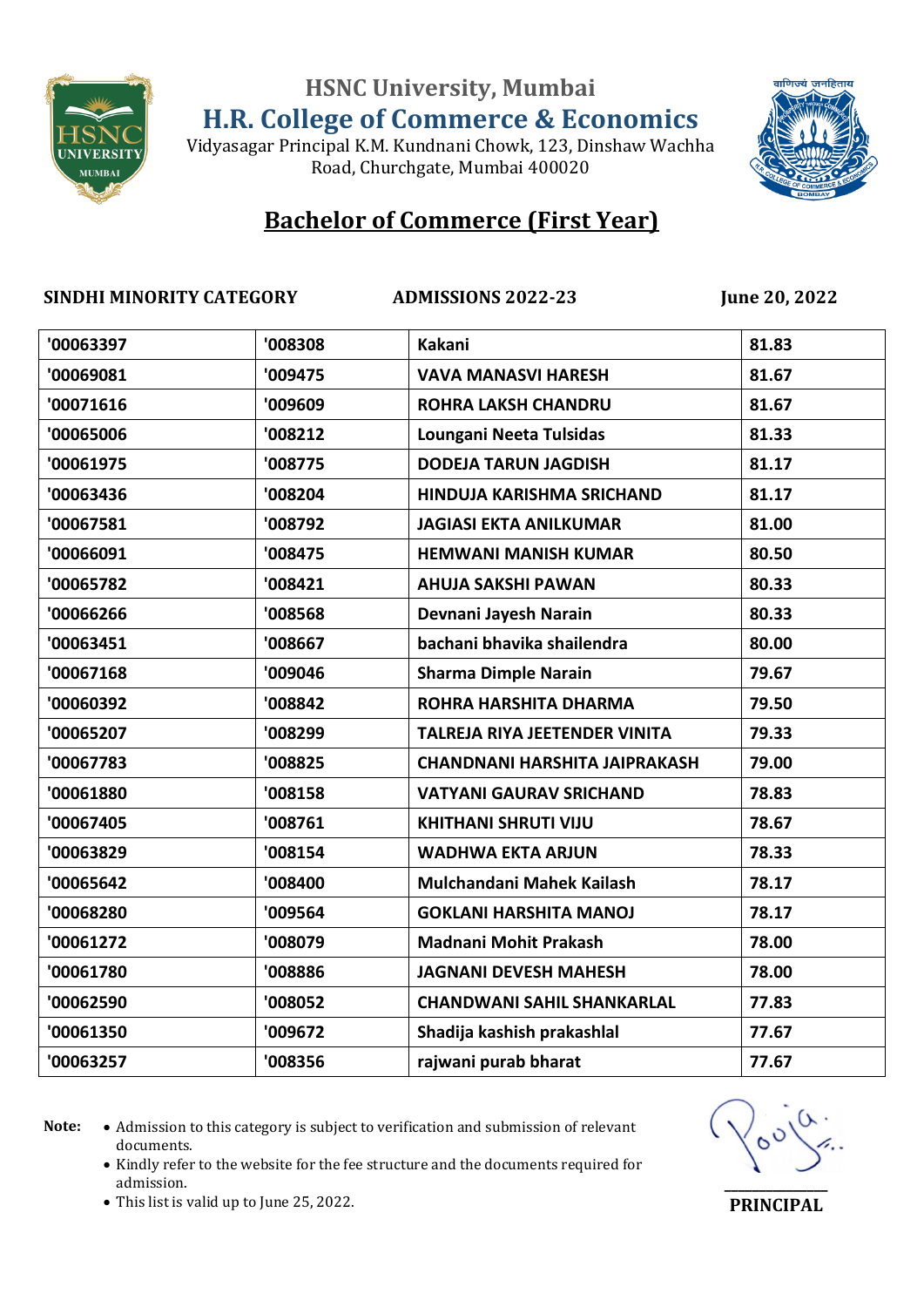HSNC University, Mumbai

# H.R. College of Commerce & Economics

Vidyasagar Principal K.M. Kundnani Chowk, 123, Dinshaw Wachha Road, Churchgate, Mumbai 400020

## Bachelor of Commerce (First Year)

**SINDHI MINORITY CATEGORY** **ADMISSIONS 2022-23** **June 20, 2022**

| | | | |
|---|---|---|---|
| '00063397 | '008308 | Kakani | 81.83 |
| '00069081 | '009475 | VAVA MANASVI HARESH | 81.67 |
| '00071616 | '009609 | ROHRA LAKSH CHANDRU | 81.67 |
| '00065006 | '008212 | Loungani Neeta Tulsidas | 81.33 |
| '00061975 | '008775 | DODEJA TARUN JAGDISH | 81.17 |
| '00063436 | '008204 | HINDUJA KARISHMA SRICHAND | 81.17 |
| '00067581 | '008792 | JAGIASI EKTA ANILKUMAR | 81.00 |
| '00066091 | '008475 | HEMWANI MANISH KUMAR | 80.50 |
| '00065782 | '008421 | AHUJA SAKSHI PAWAN | 80.33 |
| '00066266 | '008568 | Devnani Jayesh Narain | 80.33 |
| '00063451 | '008667 | bachani bhavika shailendra | 80.00 |
| '00067168 | '009046 | Sharma Dimple Narain | 79.67 |
| '00060392 | '008842 | ROHRA HARSHITA DHARMA | 79.50 |
| '00065207 | '008299 | TALREJA RIYA JEETENDER VINITA | 79.33 |
| '00067783 | '008825 | CHANDNANI HARSHITA JAIPRAKASH | 79.00 |
| '00061880 | '008158 | VATYANI GAURAV SRICHAND | 78.83 |
| '00067405 | '008761 | KHITHANI SHRUTI VIJU | 78.67 |
| '00063829 | '008154 | WADHWA EKTA ARJUN | 78.33 |
| '00065642 | '008400 | Mulchandani Mahek Kailash | 78.17 |
| '00068280 | '009564 | GOKLANI HARSHITA MANOJ | 78.17 |
| '00061272 | '008079 | Madnani Mohit Prakash | 78.00 |
| '00061780 | '008886 | JAGNANI DEVESH MAHESH | 78.00 |
| '00062590 | '008052 | CHANDWANI SAHIL SHANKARLAL | 77.83 |
| '00061350 | '009672 | Shadija kashish prakashlal | 77.67 |
| '00063257 | '008356 | rajwani purab bharat | 77.67 |

**Note:**
- Admission to this category is subject to verification and submission of relevant documents.
- Kindly refer to the website for the fee structure and the documents required for admission.
- This list is valid up to June 25, 2022.

**PRINCIPAL**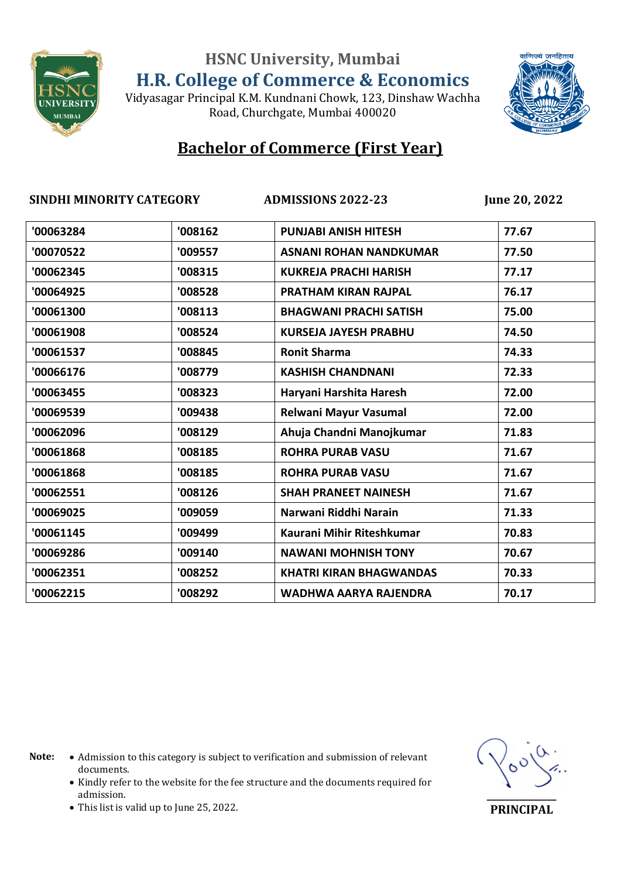# HSNC University, Mumbai

## H.R. College of Commerce & Economics

Vidyasagar Principal K.M. Kundnani Chowk, 123, Dinshaw Wachha Road, Churchgate, Mumbai 400020

## Bachelor of Commerce (First Year)

**SINDHI MINORITY CATEGORY** **ADMISSIONS 2022-23** **June 20, 2022**

| | | | |
|---|---|---|---|
| '00063284 | '008162 | PUNJABI ANISH HITESH | 77.67 |
| '00070522 | '009557 | ASNANI ROHAN NANDKUMAR | 77.50 |
| '00062345 | '008315 | KUKREJA PRACHI HARISH | 77.17 |
| '00064925 | '008528 | PRATHAM KIRAN RAJPAL | 76.17 |
| '00061300 | '008113 | BHAGWANI PRACHI SATISH | 75.00 |
| '00061908 | '008524 | KURSEJA JAYESH PRABHU | 74.50 |
| '00061537 | '008845 | Ronit Sharma | 74.33 |
| '00066176 | '008779 | KASHISH CHANDNANI | 72.33 |
| '00063455 | '008323 | Haryani Harshita Haresh | 72.00 |
| '00069539 | '009438 | Relwani Mayur Vasumal | 72.00 |
| '00062096 | '008129 | Ahuja Chandni Manojkumar | 71.83 |
| '00061868 | '008185 | ROHRA PURAB VASU | 71.67 |
| '00061868 | '008185 | ROHRA PURAB VASU | 71.67 |
| '00062551 | '008126 | SHAH PRANEET NAINESH | 71.67 |
| '00069025 | '009059 | Narwani Riddhi Narain | 71.33 |
| '00061145 | '009499 | Kaurani Mihir Riteshkumar | 70.83 |
| '00069286 | '009140 | NAWANI MOHNISH TONY | 70.67 |
| '00062351 | '008252 | KHATRI KIRAN BHAGWANDAS | 70.33 |
| '00062215 | '008292 | WADHWA AARYA RAJENDRA | 70.17 |

**Note:**

- Admission to this category is subject to verification and submission of relevant documents.
- Kindly refer to the website for the fee structure and the documents required for admission.
- This list is valid up to June 25, 2022.

**PRINCIPAL**